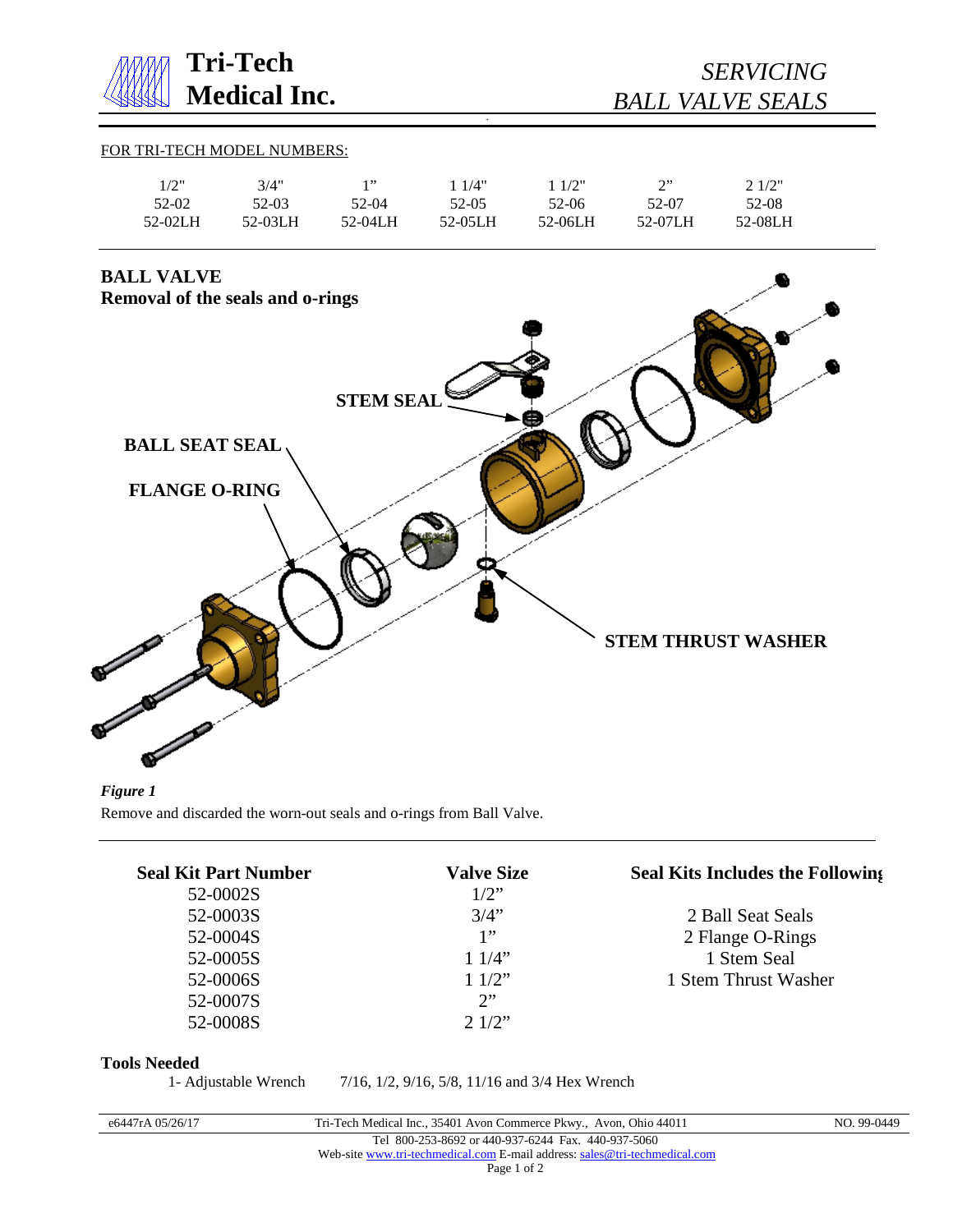# Tri-Tech Medical Inc.

## *SERVICING BALL VALVE SEALS*

FOR TRI-TECH MODEL NUMBERS:

| 1/2" | 3/4" | 1” | 1 1/4" | 1 1/2" | 2” | 2 1/2" |
|---|---|---|---|---|---|---|
| 52-02 | 52-03 | 52-04 | 52-05 | 52-06 | 52-07 | 52-08 |
| 52-02LH | 52-03LH | 52-04LH | 52-05LH | 52-06LH | 52-07LH | 52-08LH |

**BALL VALVE**
**Removal of the seals and o-rings**

STEM SEAL

BALL SEAT SEAL

FLANGE O-RING

STEM THRUST WASHER

*Figure 1*

Remove and discarded the worn-out seals and o-rings from Ball Valve.

| Seal Kit Part Number | Valve Size | Seal Kits Includes the Following |
|---|---|---|
| 52-0002S | 1/2” | |
| 52-0003S | 3/4” | 2 Ball Seat Seals |
| 52-0004S | 1” | 2 Flange O-Rings |
| 52-0005S | 1 1/4” | 1 Stem Seal |
| 52-0006S | 1 1/2” | 1 Stem Thrust Washer |
| 52-0007S | 2” | |
| 52-0008S | 2 1/2” | |

**Tools Needed**

1- Adjustable Wrench     7/16, 1/2, 9/16, 5/8, 11/16 and 3/4 Hex Wrench

e6447rA 05/26/17     Tri-Tech Medical Inc., 35401 Avon Commerce Pkwy., Avon, Ohio 44011     NO. 99-0449

Tel 800-253-8692 or 440-937-6244 Fax. 440-937-5060

Web-site www.tri-techmedical.com E-mail address: sales@tri-techmedical.com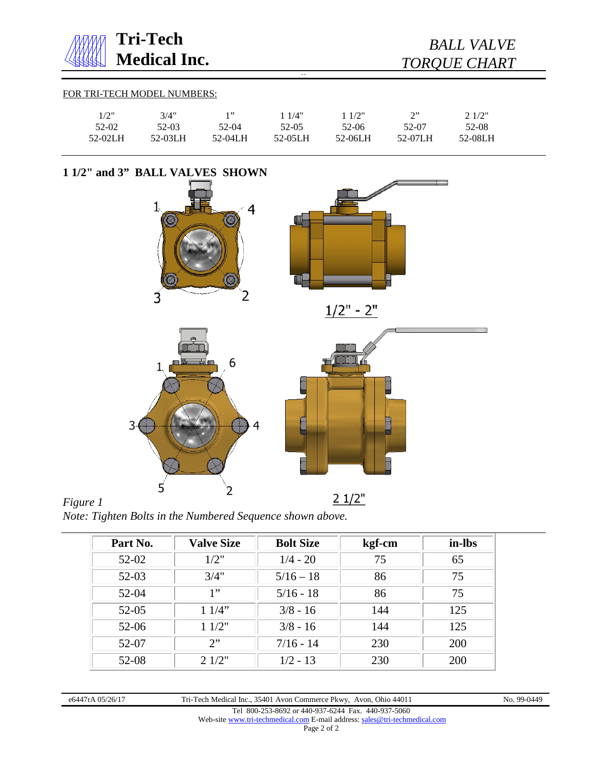**Tri-Tech Medical Inc.**

*BALL VALVE TORQUE CHART*

FOR TRI-TECH MODEL NUMBERS:

| | | | | | | |
|---|---|---|---|---|---|---|
| 1/2" | 3/4" | 1" | 1 1/4" | 1 1/2" | 2" | 2 1/2" |
| 52-02 | 52-03 | 52-04 | 52-05 | 52-06 | 52-07 | 52-08 |
| 52-02LH | 52-03LH | 52-04LH | 52-05LH | 52-06LH | 52-07LH | 52-08LH |

**1 1/2" and 3" BALL VALVES SHOWN**

1 4 3 2

1/2" - 2"

1 6 3 4 5 2

2 1/2"

*Figure 1*

*Note: Tighten Bolts in the Numbered Sequence shown above.*

| Part No. | Valve Size | Bolt Size | kgf-cm | in-lbs |
|---|---|---|---|---|
| 52-02 | 1/2" | 1/4 - 20 | 75 | 65 |
| 52-03 | 3/4" | 5/16 – 18 | 86 | 75 |
| 52-04 | 1" | 5/16 - 18 | 86 | 75 |
| 52-05 | 1 1/4" | 3/8 - 16 | 144 | 125 |
| 52-06 | 1 1/2" | 3/8 - 16 | 144 | 125 |
| 52-07 | 2" | 7/16 - 14 | 230 | 200 |
| 52-08 | 2 1/2" | 1/2 - 13 | 230 | 200 |

e6447rA 05/26/17 Tri-Tech Medical Inc., 35401 Avon Commerce Pkwy, Avon, Ohio 44011 No. 99-0449

Tel 800-253-8692 or 440-937-6244 Fax. 440-937-5060

Web-site www.tri-techmedical.com E-mail address: sales@tri-techmedical.com